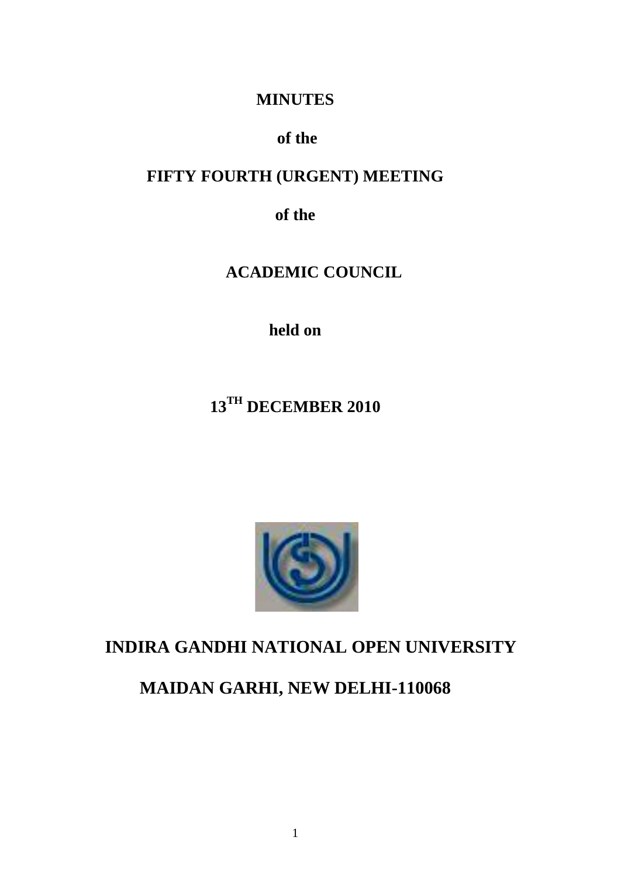# MINUTES

**of the**

# FIFTY FOURTH (URGENT) MEETING

**of the**

# ACADEMIC COUNCIL

**held on**

**$13^{TH}$ DECEMBER 2010**

# INDIRA GANDHI NATIONAL OPEN UNIVERSITY

**MAIDAN GARHI, NEW DELHI-110068**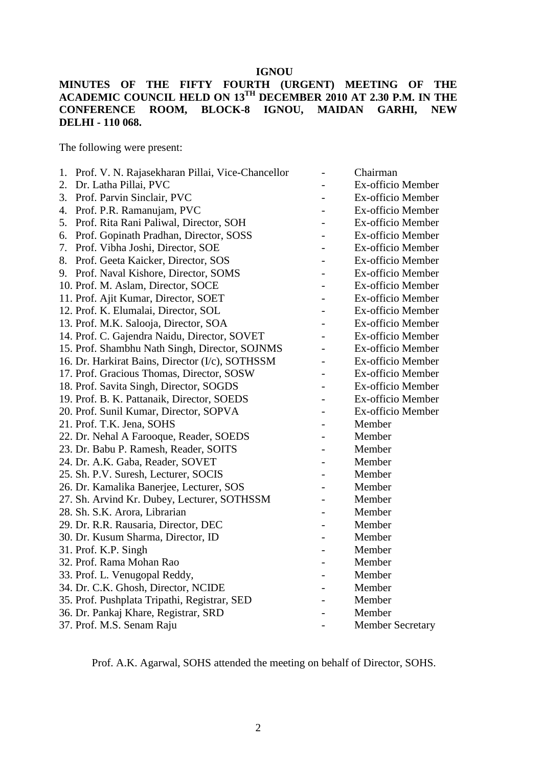**IGNOU**

**MINUTES OF THE FIFTY FOURTH (URGENT) MEETING OF THE ACADEMIC COUNCIL HELD ON 13TH DECEMBER 2010 AT 2.30 P.M. IN THE CONFERENCE ROOM, BLOCK-8 IGNOU, MAIDAN GARHI, NEW DELHI - 110 068.**

The following were present:

| | | |
|---|---|---|
| 1. Prof. V. N. Rajasekharan Pillai, Vice-Chancellor | - | Chairman |
| 2. Dr. Latha Pillai, PVC | - | Ex-officio Member |
| 3. Prof. Parvin Sinclair, PVC | - | Ex-officio Member |
| 4. Prof. P.R. Ramanujam, PVC | - | Ex-officio Member |
| 5. Prof. Rita Rani Paliwal, Director, SOH | - | Ex-officio Member |
| 6. Prof. Gopinath Pradhan, Director, SOSS | - | Ex-officio Member |
| 7. Prof. Vibha Joshi, Director, SOE | - | Ex-officio Member |
| 8. Prof. Geeta Kaicker, Director, SOS | - | Ex-officio Member |
| 9. Prof. Naval Kishore, Director, SOMS | - | Ex-officio Member |
| 10. Prof. M. Aslam, Director, SOCE | - | Ex-officio Member |
| 11. Prof. Ajit Kumar, Director, SOET | - | Ex-officio Member |
| 12. Prof. K. Elumalai, Director, SOL | - | Ex-officio Member |
| 13. Prof. M.K. Salooja, Director, SOA | - | Ex-officio Member |
| 14. Prof. C. Gajendra Naidu, Director, SOVET | - | Ex-officio Member |
| 15. Prof. Shambhu Nath Singh, Director, SOJNMS | - | Ex-officio Member |
| 16. Dr. Harkirat Bains, Director (I/c), SOTHSSM | - | Ex-officio Member |
| 17. Prof. Gracious Thomas, Director, SOSW | - | Ex-officio Member |
| 18. Prof. Savita Singh, Director, SOGDS | - | Ex-officio Member |
| 19. Prof. B. K. Pattanaik, Director, SOEDS | - | Ex-officio Member |
| 20. Prof. Sunil Kumar, Director, SOPVA | - | Ex-officio Member |
| 21. Prof. T.K. Jena, SOHS | - | Member |
| 22. Dr. Nehal A Farooque, Reader, SOEDS | - | Member |
| 23. Dr. Babu P. Ramesh, Reader, SOITS | - | Member |
| 24. Dr. A.K. Gaba, Reader, SOVET | - | Member |
| 25. Sh. P.V. Suresh, Lecturer, SOCIS | - | Member |
| 26. Dr. Kamalika Banerjee, Lecturer, SOS | - | Member |
| 27. Sh. Arvind Kr. Dubey, Lecturer, SOTHSSM | - | Member |
| 28. Sh. S.K. Arora, Librarian | - | Member |
| 29. Dr. R.R. Rausaria, Director, DEC | - | Member |
| 30. Dr. Kusum Sharma, Director, ID | - | Member |
| 31. Prof. K.P. Singh | - | Member |
| 32. Prof. Rama Mohan Rao | - | Member |
| 33. Prof. L. Venugopal Reddy, | - | Member |
| 34. Dr. C.K. Ghosh, Director, NCIDE | - | Member |
| 35. Prof. Pushplata Tripathi, Registrar, SED | - | Member |
| 36. Dr. Pankaj Khare, Registrar, SRD | - | Member |
| 37. Prof. M.S. Senam Raju | - | Member Secretary |

Prof. A.K. Agarwal, SOHS attended the meeting on behalf of Director, SOHS.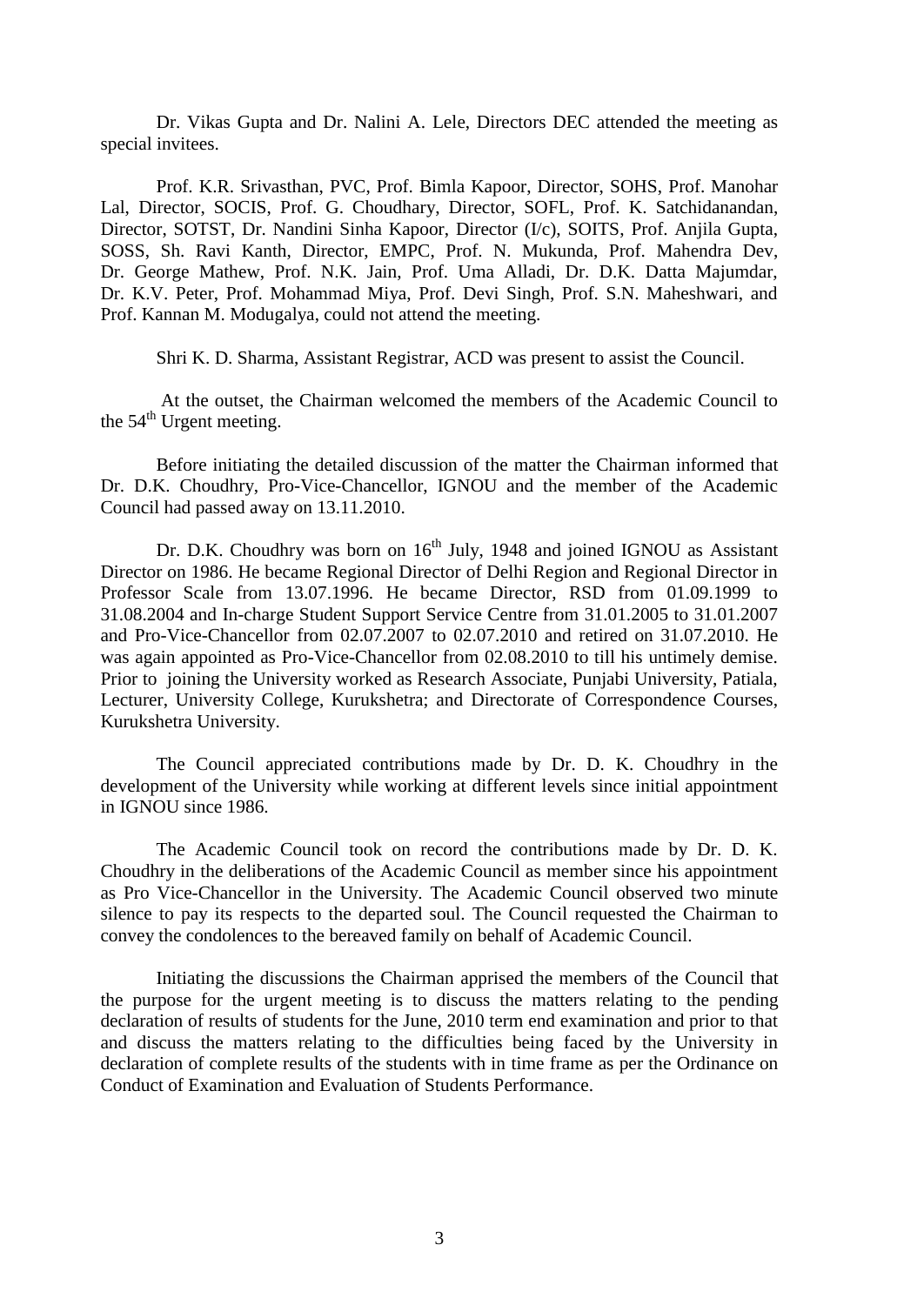Dr. Vikas Gupta and Dr. Nalini A. Lele, Directors DEC attended the meeting as special invitees.

Prof. K.R. Srivasthan, PVC, Prof. Bimla Kapoor, Director, SOHS, Prof. Manohar Lal, Director, SOCIS, Prof. G. Choudhary, Director, SOFL, Prof. K. Satchidanandan, Director, SOTST, Dr. Nandini Sinha Kapoor, Director (I/c), SOITS, Prof. Anjila Gupta, SOSS, Sh. Ravi Kanth, Director, EMPC, Prof. N. Mukunda, Prof. Mahendra Dev, Dr. George Mathew, Prof. N.K. Jain, Prof. Uma Alladi, Dr. D.K. Datta Majumdar, Dr. K.V. Peter, Prof. Mohammad Miya, Prof. Devi Singh, Prof. S.N. Maheshwari, and Prof. Kannan M. Modugalya, could not attend the meeting.

Shri K. D. Sharma, Assistant Registrar, ACD was present to assist the Council.

At the outset, the Chairman welcomed the members of the Academic Council to the 54th Urgent meeting.

Before initiating the detailed discussion of the matter the Chairman informed that Dr. D.K. Choudhry, Pro-Vice-Chancellor, IGNOU and the member of the Academic Council had passed away on 13.11.2010.

Dr. D.K. Choudhry was born on 16th July, 1948 and joined IGNOU as Assistant Director on 1986. He became Regional Director of Delhi Region and Regional Director in Professor Scale from 13.07.1996. He became Director, RSD from 01.09.1999 to 31.08.2004 and In-charge Student Support Service Centre from 31.01.2005 to 31.01.2007 and Pro-Vice-Chancellor from 02.07.2007 to 02.07.2010 and retired on 31.07.2010. He was again appointed as Pro-Vice-Chancellor from 02.08.2010 to till his untimely demise. Prior to joining the University worked as Research Associate, Punjabi University, Patiala, Lecturer, University College, Kurukshetra; and Directorate of Correspondence Courses, Kurukshetra University.

The Council appreciated contributions made by Dr. D. K. Choudhry in the development of the University while working at different levels since initial appointment in IGNOU since 1986.

The Academic Council took on record the contributions made by Dr. D. K. Choudhry in the deliberations of the Academic Council as member since his appointment as Pro Vice-Chancellor in the University. The Academic Council observed two minute silence to pay its respects to the departed soul. The Council requested the Chairman to convey the condolences to the bereaved family on behalf of Academic Council.

Initiating the discussions the Chairman apprised the members of the Council that the purpose for the urgent meeting is to discuss the matters relating to the pending declaration of results of students for the June, 2010 term end examination and prior to that and discuss the matters relating to the difficulties being faced by the University in declaration of complete results of the students with in time frame as per the Ordinance on Conduct of Examination and Evaluation of Students Performance.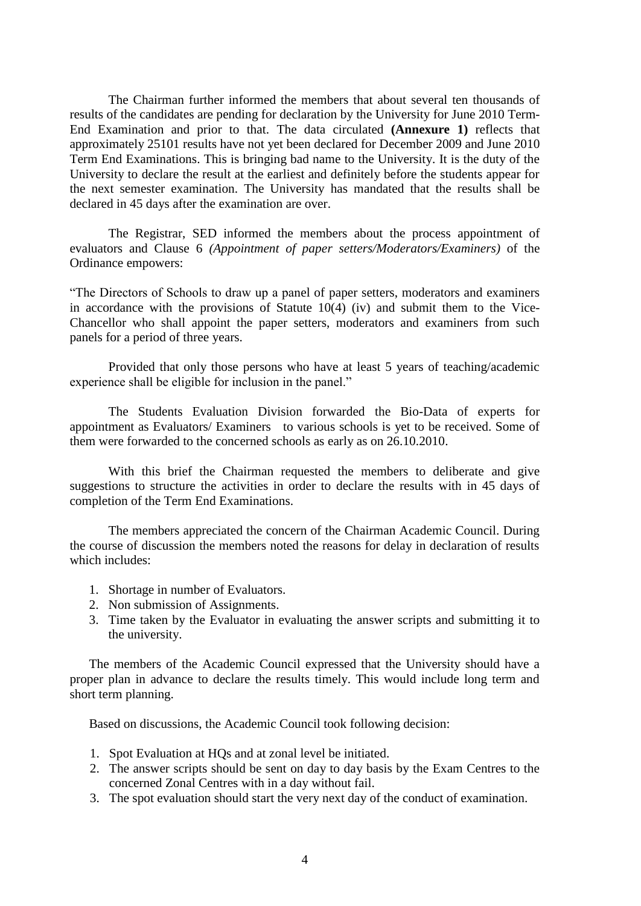The Chairman further informed the members that about several ten thousands of results of the candidates are pending for declaration by the University for June 2010 Term-End Examination and prior to that. The data circulated **(Annexure 1)** reflects that approximately 25101 results have not yet been declared for December 2009 and June 2010 Term End Examinations. This is bringing bad name to the University. It is the duty of the University to declare the result at the earliest and definitely before the students appear for the next semester examination. The University has mandated that the results shall be declared in 45 days after the examination are over.

The Registrar, SED informed the members about the process appointment of evaluators and Clause 6 *(Appointment of paper setters/Moderators/Examiners)* of the Ordinance empowers:

"The Directors of Schools to draw up a panel of paper setters, moderators and examiners in accordance with the provisions of Statute 10(4) (iv) and submit them to the Vice-Chancellor who shall appoint the paper setters, moderators and examiners from such panels for a period of three years.

Provided that only those persons who have at least 5 years of teaching/academic experience shall be eligible for inclusion in the panel."

The Students Evaluation Division forwarded the Bio-Data of experts for appointment as Evaluators/ Examiners to various schools is yet to be received. Some of them were forwarded to the concerned schools as early as on 26.10.2010.

With this brief the Chairman requested the members to deliberate and give suggestions to structure the activities in order to declare the results with in 45 days of completion of the Term End Examinations.

The members appreciated the concern of the Chairman Academic Council. During the course of discussion the members noted the reasons for delay in declaration of results which includes:

1. Shortage in number of Evaluators.
2. Non submission of Assignments.
3. Time taken by the Evaluator in evaluating the answer scripts and submitting it to the university.

The members of the Academic Council expressed that the University should have a proper plan in advance to declare the results timely. This would include long term and short term planning.

Based on discussions, the Academic Council took following decision:

1. Spot Evaluation at HQs and at zonal level be initiated.
2. The answer scripts should be sent on day to day basis by the Exam Centres to the concerned Zonal Centres with in a day without fail.
3. The spot evaluation should start the very next day of the conduct of examination.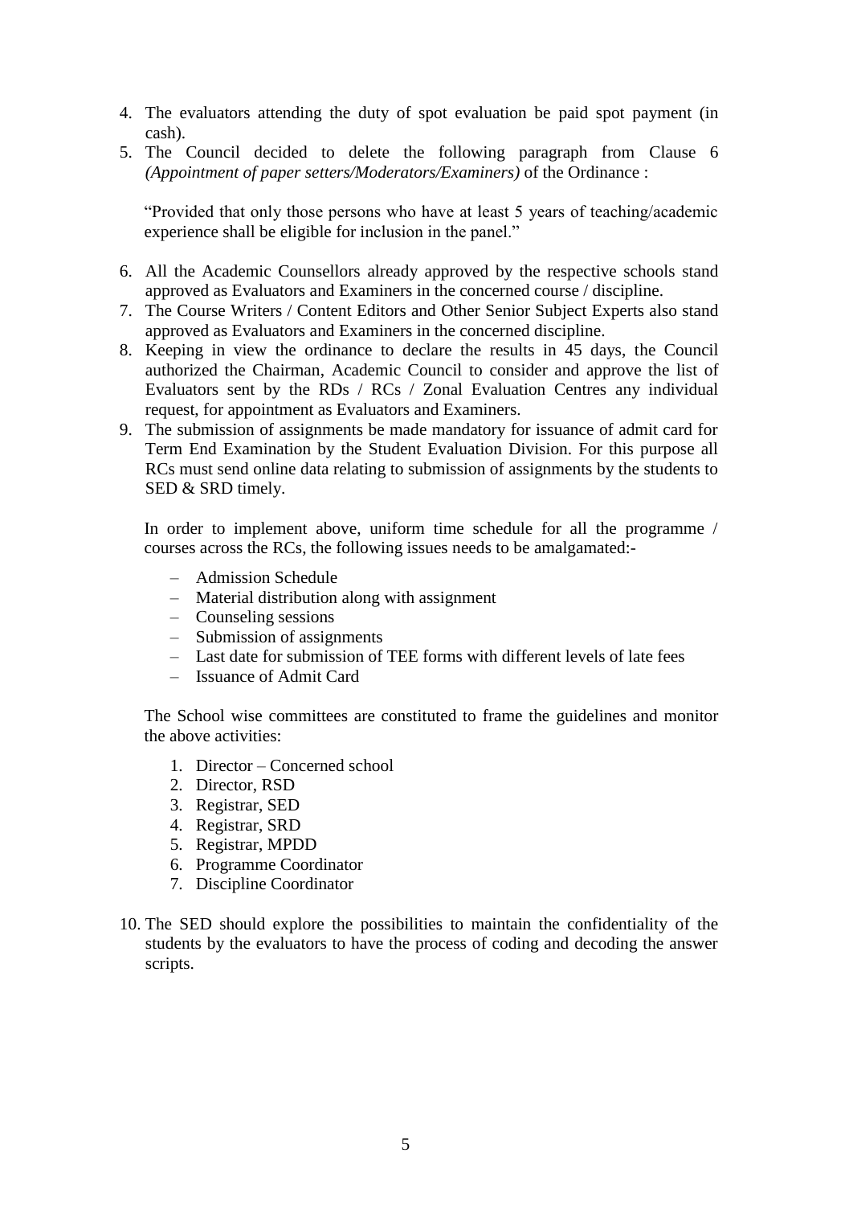4. The evaluators attending the duty of spot evaluation be paid spot payment (in cash).
5. The Council decided to delete the following paragraph from Clause 6 *(Appointment of paper setters/Moderators/Examiners)* of the Ordinance :

   "Provided that only those persons who have at least 5 years of teaching/academic experience shall be eligible for inclusion in the panel."

6. All the Academic Counsellors already approved by the respective schools stand approved as Evaluators and Examiners in the concerned course / discipline.
7. The Course Writers / Content Editors and Other Senior Subject Experts also stand approved as Evaluators and Examiners in the concerned discipline.
8. Keeping in view the ordinance to declare the results in 45 days, the Council authorized the Chairman, Academic Council to consider and approve the list of Evaluators sent by the RDs / RCs / Zonal Evaluation Centres any individual request, for appointment as Evaluators and Examiners.
9. The submission of assignments be made mandatory for issuance of admit card for Term End Examination by the Student Evaluation Division. For this purpose all RCs must send online data relating to submission of assignments by the students to SED & SRD timely.

   In order to implement above, uniform time schedule for all the programme / courses across the RCs, the following issues needs to be amalgamated:-

   - Admission Schedule
   - Material distribution along with assignment
   - Counseling sessions
   - Submission of assignments
   - Last date for submission of TEE forms with different levels of late fees
   - Issuance of Admit Card

   The School wise committees are constituted to frame the guidelines and monitor the above activities:

   1. Director – Concerned school
   2. Director, RSD
   3. Registrar, SED
   4. Registrar, SRD
   5. Registrar, MPDD
   6. Programme Coordinator
   7. Discipline Coordinator

10. The SED should explore the possibilities to maintain the confidentiality of the students by the evaluators to have the process of coding and decoding the answer scripts.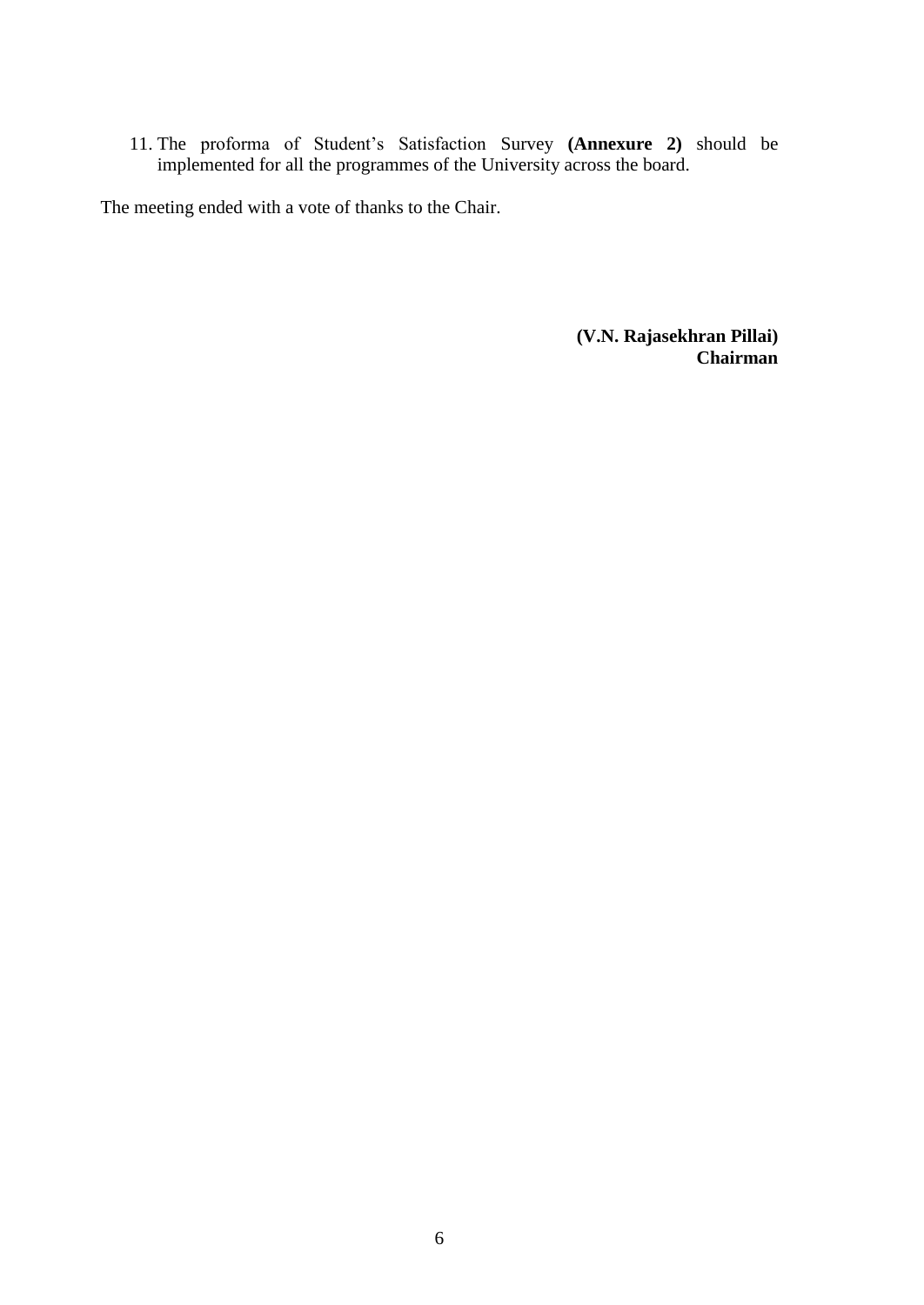11. The proforma of Student's Satisfaction Survey **(Annexure 2)** should be implemented for all the programmes of the University across the board.

The meeting ended with a vote of thanks to the Chair.

**(V.N. Rajasekhran Pillai)**
**Chairman**